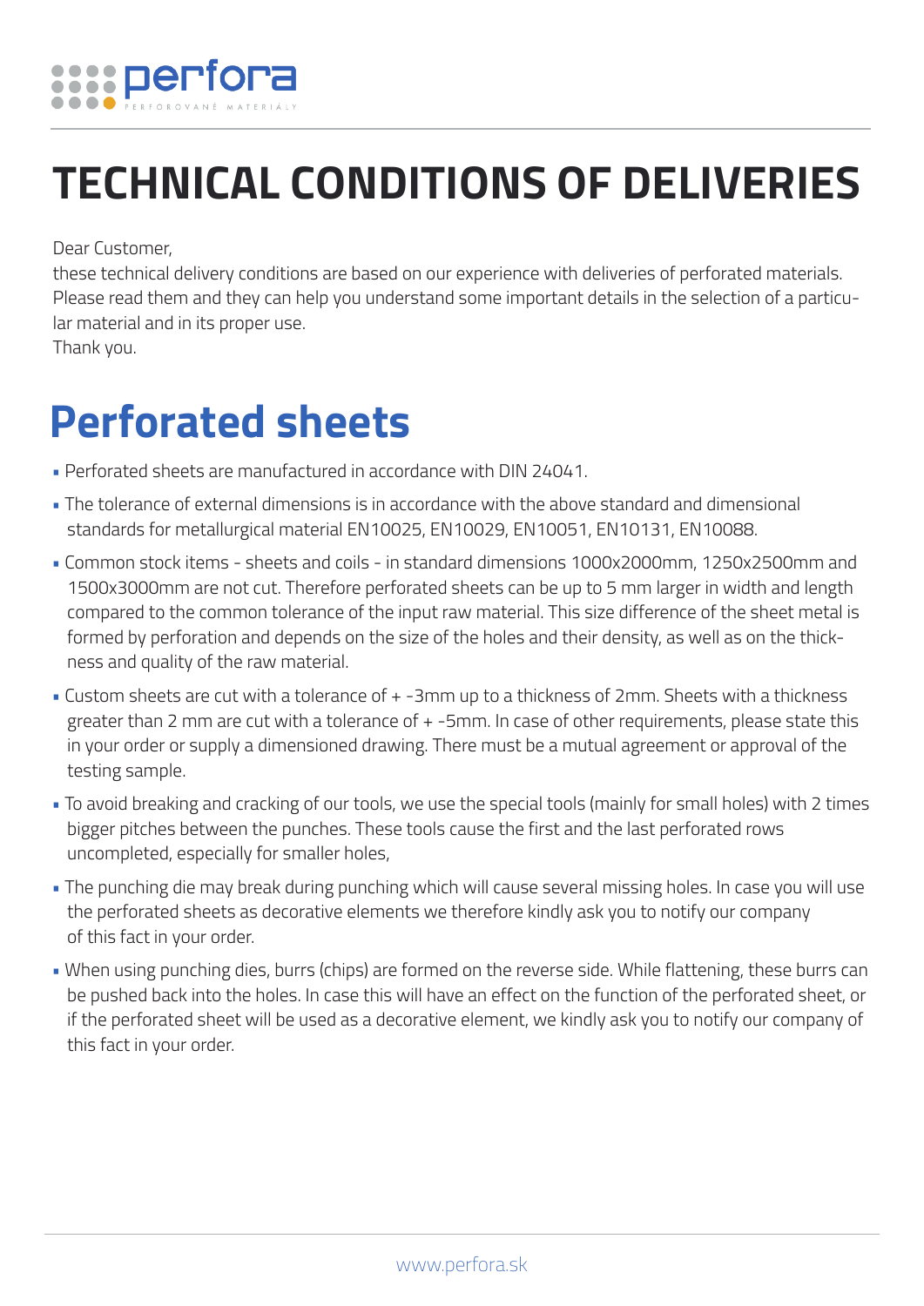# TECHNICAL CONDITIONS OF DELIVERIES

Dear Customer,
these technical delivery conditions are based on our experience with deliveries of perforated materials. Please read them and they can help you understand some important details in the selection of a particular material and in its proper use.
Thank you.

## Perforated sheets

- Perforated sheets are manufactured in accordance with DIN 24041.
- The tolerance of external dimensions is in accordance with the above standard and dimensional standards for metallurgical material EN10025, EN10029, EN10051, EN10131, EN10088.
- Common stock items - sheets and coils - in standard dimensions 1000x2000mm, 1250x2500mm and 1500x3000mm are not cut. Therefore perforated sheets can be up to 5 mm larger in width and length compared to the common tolerance of the input raw material. This size difference of the sheet metal is formed by perforation and depends on the size of the holes and their density, as well as on the thickness and quality of the raw material.
- Custom sheets are cut with a tolerance of + -3mm up to a thickness of 2mm. Sheets with a thickness greater than 2 mm are cut with a tolerance of + -5mm. In case of other requirements, please state this in your order or supply a dimensioned drawing. There must be a mutual agreement or approval of the testing sample.
- To avoid breaking and cracking of our tools, we use the special tools (mainly for small holes) with 2 times bigger pitches between the punches. These tools cause the first and the last perforated rows uncompleted, especially for smaller holes,
- The punching die may break during punching which will cause several missing holes. In case you will use the perforated sheets as decorative elements we therefore kindly ask you to notify our company of this fact in your order.
- When using punching dies, burrs (chips) are formed on the reverse side. While flattening, these burrs can be pushed back into the holes. In case this will have an effect on the function of the perforated sheet, or if the perforated sheet will be used as a decorative element, we kindly ask you to notify our company of this fact in your order.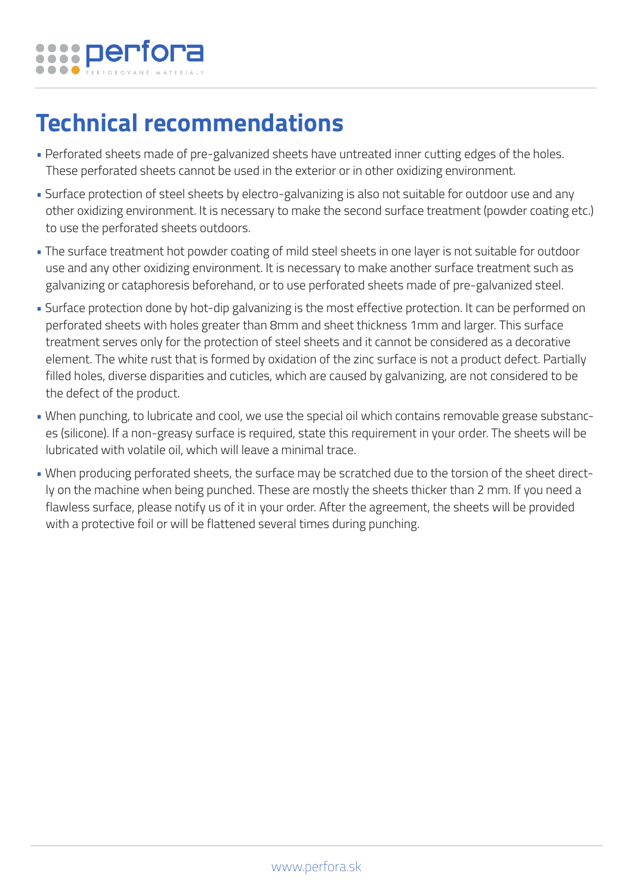# Technical recommendations

- Perforated sheets made of pre-galvanized sheets have untreated inner cutting edges of the holes. These perforated sheets cannot be used in the exterior or in other oxidizing environment.
- Surface protection of steel sheets by electro-galvanizing is also not suitable for outdoor use and any other oxidizing environment. It is necessary to make the second surface treatment (powder coating etc.) to use the perforated sheets outdoors.
- The surface treatment hot powder coating of mild steel sheets in one layer is not suitable for outdoor use and any other oxidizing environment. It is necessary to make another surface treatment such as galvanizing or cataphoresis beforehand, or to use perforated sheets made of pre-galvanized steel.
- Surface protection done by hot-dip galvanizing is the most effective protection. It can be performed on perforated sheets with holes greater than 8mm and sheet thickness 1mm and larger. This surface treatment serves only for the protection of steel sheets and it cannot be considered as a decorative element. The white rust that is formed by oxidation of the zinc surface is not a product defect. Partially filled holes, diverse disparities and cuticles, which are caused by galvanizing, are not considered to be the defect of the product.
- When punching, to lubricate and cool, we use the special oil which contains removable grease substances (silicone). If a non-greasy surface is required, state this requirement in your order. The sheets will be lubricated with volatile oil, which will leave a minimal trace.
- When producing perforated sheets, the surface may be scratched due to the torsion of the sheet directly on the machine when being punched. These are mostly the sheets thicker than 2 mm. If you need a flawless surface, please notify us of it in your order. After the agreement, the sheets will be provided with a protective foil or will be flattened several times during punching.